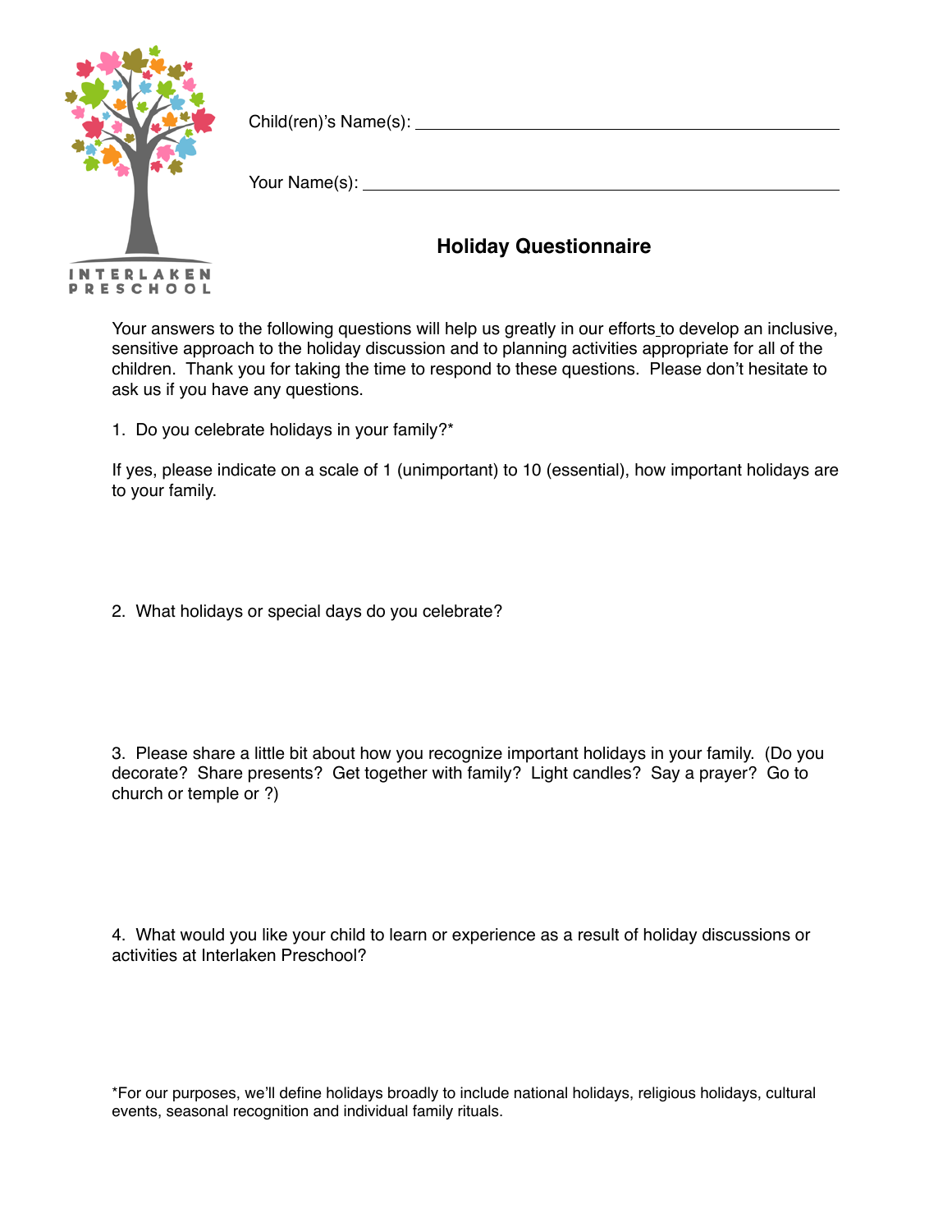INTERLAKEN PRESCHOOL

Child(ren)'s Name(s): ____________________________________________

Your Name(s): ____________________________________________

## Holiday Questionnaire

Your answers to the following questions will help us greatly in our efforts to develop an inclusive, sensitive approach to the holiday discussion and to planning activities appropriate for all of the children. Thank you for taking the time to respond to these questions. Please don't hesitate to ask us if you have any questions.

1. Do you celebrate holidays in your family?*

If yes, please indicate on a scale of 1 (unimportant) to 10 (essential), how important holidays are to your family.

2. What holidays or special days do you celebrate?

3. Please share a little bit about how you recognize important holidays in your family. (Do you decorate? Share presents? Get together with family? Light candles? Say a prayer? Go to church or temple or ?)

4. What would you like your child to learn or experience as a result of holiday discussions or activities at Interlaken Preschool?

*For our purposes, we'll define holidays broadly to include national holidays, religious holidays, cultural events, seasonal recognition and individual family rituals.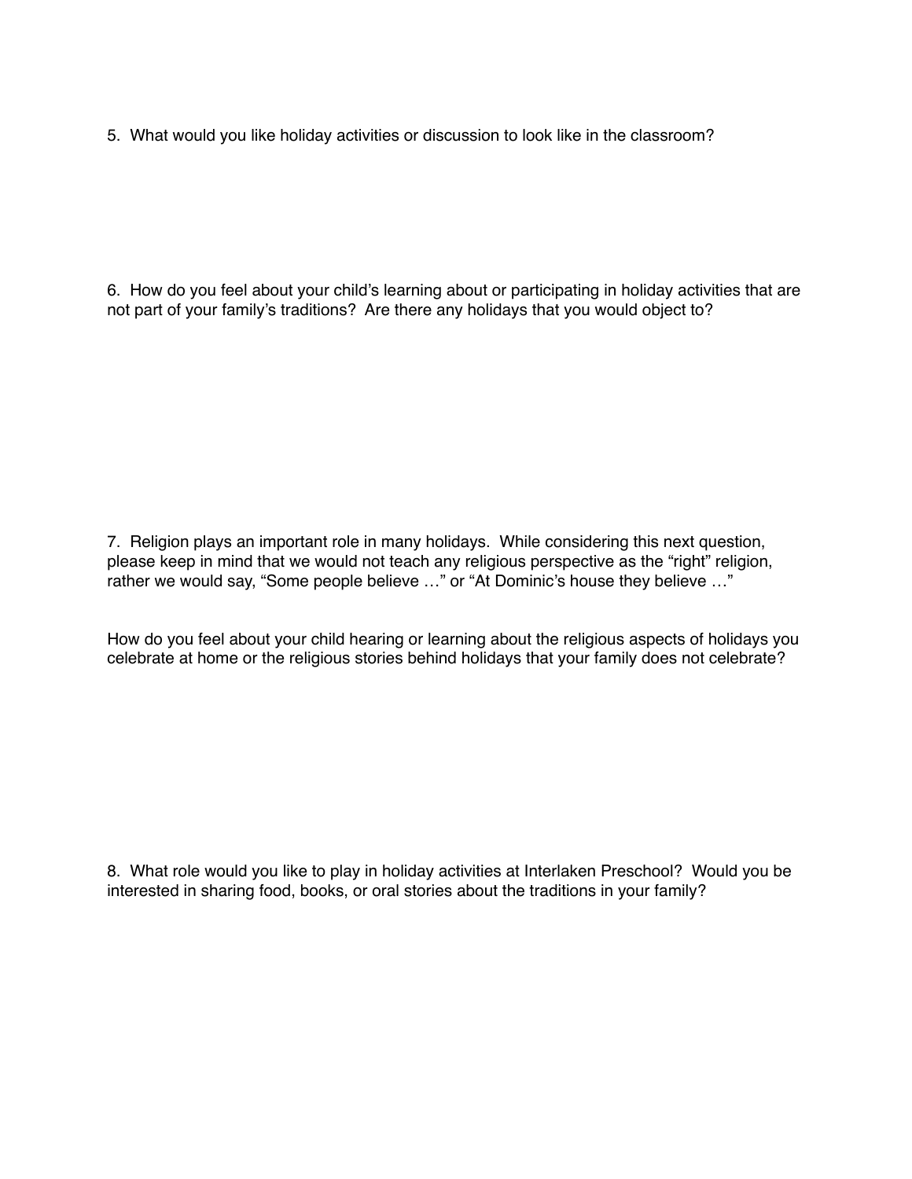5. What would you like holiday activities or discussion to look like in the classroom?

6. How do you feel about your child's learning about or participating in holiday activities that are not part of your family's traditions? Are there any holidays that you would object to?

7. Religion plays an important role in many holidays. While considering this next question, please keep in mind that we would not teach any religious perspective as the "right" religion, rather we would say, "Some people believe …" or "At Dominic's house they believe …"

How do you feel about your child hearing or learning about the religious aspects of holidays you celebrate at home or the religious stories behind holidays that your family does not celebrate?

8. What role would you like to play in holiday activities at Interlaken Preschool? Would you be interested in sharing food, books, or oral stories about the traditions in your family?